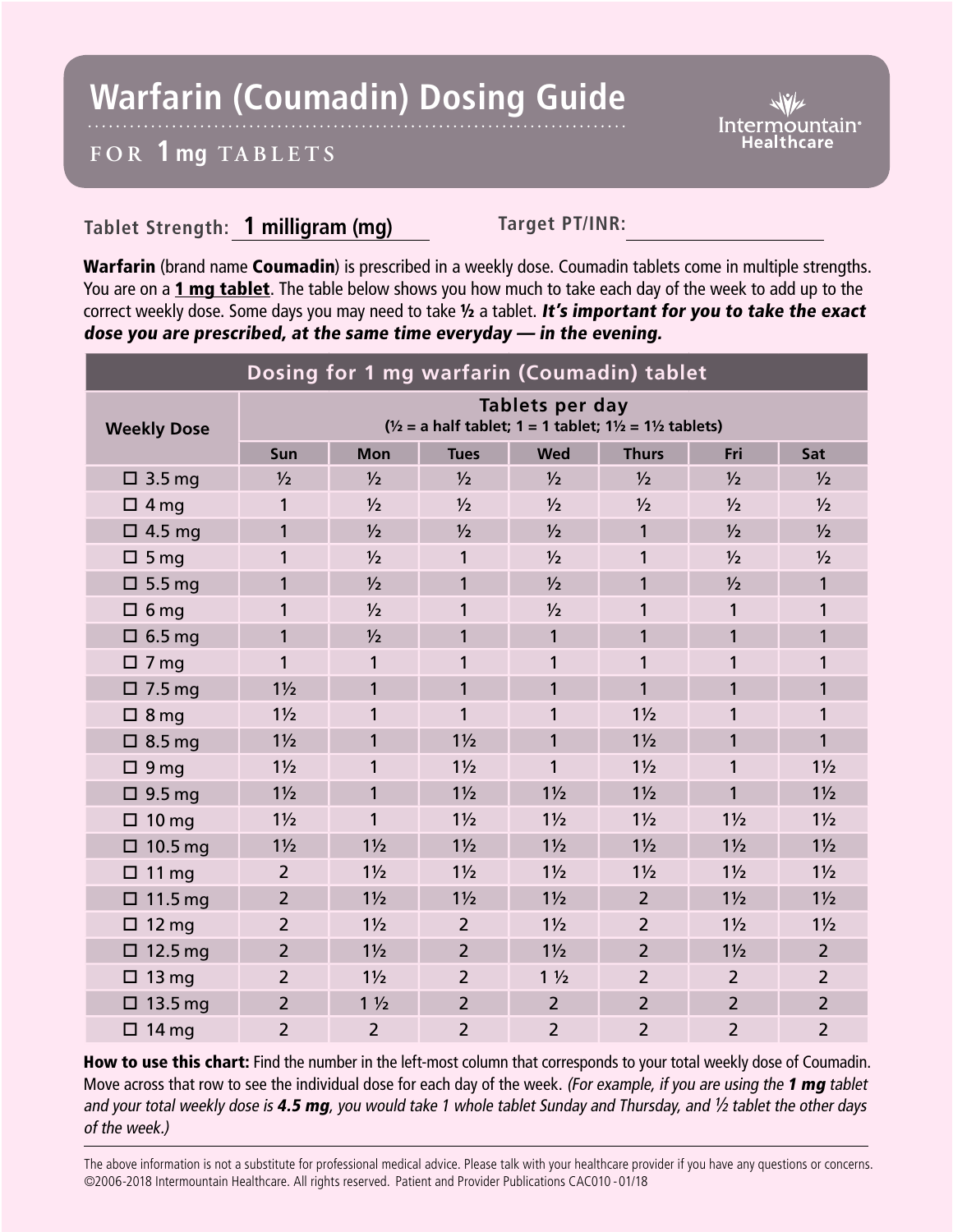# Warfarin (Coumadin) Dosing Guide

## FOR 1 mg TABLETS

Intermountain Healthcare

**Tablet Strength:** 1 milligram (mg)　　**Target PT/INR:** ____________

**Warfarin** (brand name **Coumadin**) is prescribed in a weekly dose. Coumadin tablets come in multiple strengths. You are on a **1 mg tablet**. The table below shows you how much to take each day of the week to add up to the correct weekly dose. Some days you may need to take **½** a tablet. ***It's important for you to take the exact dose you are prescribed, at the same time everyday — in the evening.***

**Dosing for 1 mg warfarin (Coumadin) tablet**

| Weekly Dose | Tablets per day (½ = a half tablet; 1 = 1 tablet; 1½ = 1½ tablets) | | | | | | |
|---|---|---|---|---|---|---|---|
| | Sun | Mon | Tues | Wed | Thurs | Fri | Sat |
| ☐ 3.5 mg | ½ | ½ | ½ | ½ | ½ | ½ | ½ |
| ☐ 4 mg | 1 | ½ | ½ | ½ | ½ | ½ | ½ |
| ☐ 4.5 mg | 1 | ½ | ½ | ½ | 1 | ½ | ½ |
| ☐ 5 mg | 1 | ½ | 1 | ½ | 1 | ½ | ½ |
| ☐ 5.5 mg | 1 | ½ | 1 | ½ | 1 | ½ | 1 |
| ☐ 6 mg | 1 | ½ | 1 | ½ | 1 | 1 | 1 |
| ☐ 6.5 mg | 1 | ½ | 1 | 1 | 1 | 1 | 1 |
| ☐ 7 mg | 1 | 1 | 1 | 1 | 1 | 1 | 1 |
| ☐ 7.5 mg | 1½ | 1 | 1 | 1 | 1 | 1 | 1 |
| ☐ 8 mg | 1½ | 1 | 1 | 1 | 1½ | 1 | 1 |
| ☐ 8.5 mg | 1½ | 1 | 1½ | 1 | 1½ | 1 | 1 |
| ☐ 9 mg | 1½ | 1 | 1½ | 1 | 1½ | 1 | 1½ |
| ☐ 9.5 mg | 1½ | 1 | 1½ | 1½ | 1½ | 1 | 1½ |
| ☐ 10 mg | 1½ | 1 | 1½ | 1½ | 1½ | 1½ | 1½ |
| ☐ 10.5 mg | 1½ | 1½ | 1½ | 1½ | 1½ | 1½ | 1½ |
| ☐ 11 mg | 2 | 1½ | 1½ | 1½ | 1½ | 1½ | 1½ |
| ☐ 11.5 mg | 2 | 1½ | 1½ | 1½ | 2 | 1½ | 1½ |
| ☐ 12 mg | 2 | 1½ | 2 | 1½ | 2 | 1½ | 1½ |
| ☐ 12.5 mg | 2 | 1½ | 2 | 1½ | 2 | 1½ | 2 |
| ☐ 13 mg | 2 | 1½ | 2 | 1 ½ | 2 | 2 | 2 |
| ☐ 13.5 mg | 2 | 1 ½ | 2 | 2 | 2 | 2 | 2 |
| ☐ 14 mg | 2 | 2 | 2 | 2 | 2 | 2 | 2 |

**How to use this chart:** Find the number in the left-most column that corresponds to your total weekly dose of Coumadin. Move across that row to see the individual dose for each day of the week. *(For example, if you are using the **1 mg** tablet and your total weekly dose is **4.5 mg**, you would take 1 whole tablet Sunday and Thursday, and ½ tablet the other days of the week.)*

The above information is not a substitute for professional medical advice. Please talk with your healthcare provider if you have any questions or concerns. ©2006-2018 Intermountain Healthcare. All rights reserved. Patient and Provider Publications CAC010 - 01/18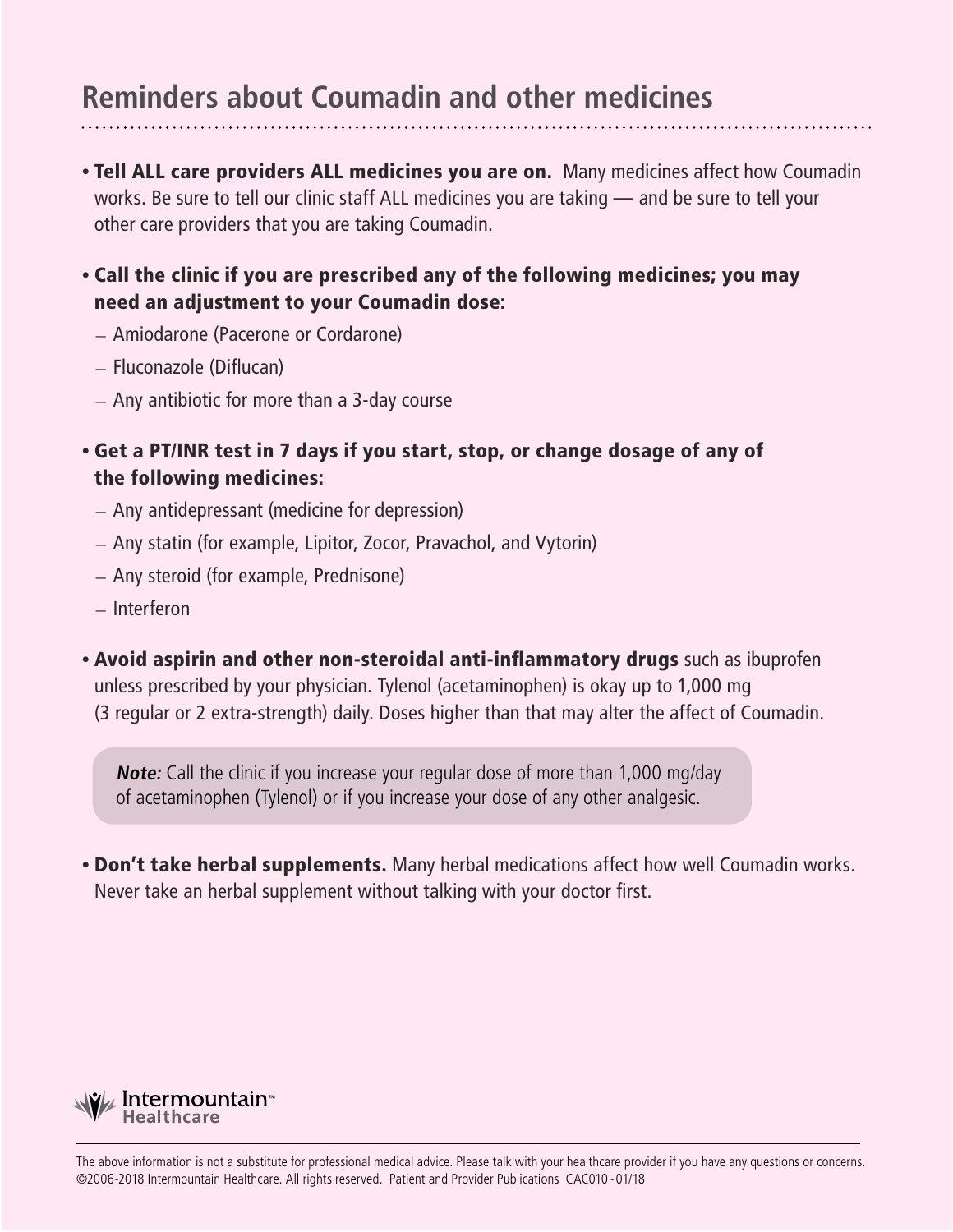## Reminders about Coumadin and other medicines

- **Tell ALL care providers ALL medicines you are on.** Many medicines affect how Coumadin works. Be sure to tell our clinic staff ALL medicines you are taking — and be sure to tell your other care providers that you are taking Coumadin.
- **Call the clinic if you are prescribed any of the following medicines; you may need an adjustment to your Coumadin dose:**
  - Amiodarone (Pacerone or Cordarone)
  - Fluconazole (Diflucan)
  - Any antibiotic for more than a 3-day course
- **Get a PT/INR test in 7 days if you start, stop, or change dosage of any of the following medicines:**
  - Any antidepressant (medicine for depression)
  - Any statin (for example, Lipitor, Zocor, Pravachol, and Vytorin)
  - Any steroid (for example, Prednisone)
  - Interferon
- **Avoid aspirin and other non-steroidal anti-inflammatory drugs** such as ibuprofen unless prescribed by your physician. Tylenol (acetaminophen) is okay up to 1,000 mg (3 regular or 2 extra-strength) daily. Doses higher than that may alter the affect of Coumadin.

> ***Note:*** Call the clinic if you increase your regular dose of more than 1,000 mg/day of acetaminophen (Tylenol) or if you increase your dose of any other analgesic.

- **Don't take herbal supplements.** Many herbal medications affect how well Coumadin works. Never take an herbal supplement without talking with your doctor first.

Intermountain Healthcare

The above information is not a substitute for professional medical advice. Please talk with your healthcare provider if you have any questions or concerns. ©2006-2018 Intermountain Healthcare. All rights reserved. Patient and Provider Publications CAC010 - 01/18